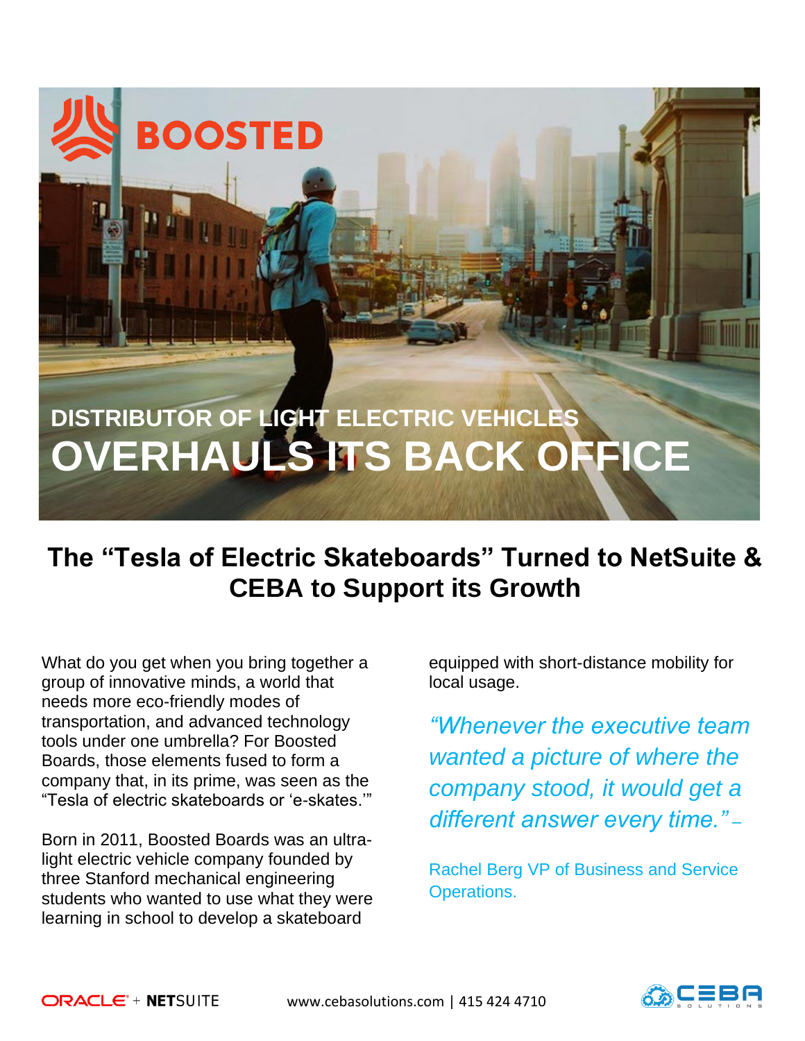BOOSTED

# DISTRIBUTOR OF LIGHT ELECTRIC VEHICLES OVERHAULS ITS BACK OFFICE

## The "Tesla of Electric Skateboards" Turned to NetSuite & CEBA to Support its Growth

What do you get when you bring together a group of innovative minds, a world that needs more eco-friendly modes of transportation, and advanced technology tools under one umbrella? For Boosted Boards, those elements fused to form a company that, in its prime, was seen as the "Tesla of electric skateboards or 'e-skates.'"

Born in 2011, Boosted Boards was an ultra-light electric vehicle company founded by three Stanford mechanical engineering students who wanted to use what they were learning in school to develop a skateboard equipped with short-distance mobility for local usage.

*"Whenever the executive team wanted a picture of where the company stood, it would get a different answer every time."* –

Rachel Berg VP of Business and Service Operations.

ORACLE + NETSUITE www.cebasolutions.com | 415 424 4710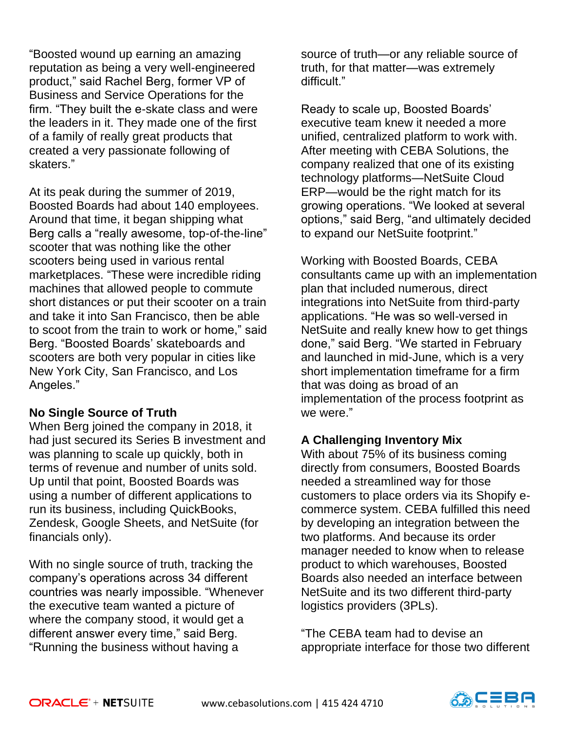"Boosted wound up earning an amazing reputation as being a very well-engineered product," said Rachel Berg, former VP of Business and Service Operations for the firm. "They built the e-skate class and were the leaders in it. They made one of the first of a family of really great products that created a very passionate following of skaters."

At its peak during the summer of 2019, Boosted Boards had about 140 employees. Around that time, it began shipping what Berg calls a "really awesome, top-of-the-line" scooter that was nothing like the other scooters being used in various rental marketplaces. "These were incredible riding machines that allowed people to commute short distances or put their scooter on a train and take it into San Francisco, then be able to scoot from the train to work or home," said Berg. "Boosted Boards' skateboards and scooters are both very popular in cities like New York City, San Francisco, and Los Angeles."

**No Single Source of Truth**

When Berg joined the company in 2018, it had just secured its Series B investment and was planning to scale up quickly, both in terms of revenue and number of units sold. Up until that point, Boosted Boards was using a number of different applications to run its business, including QuickBooks, Zendesk, Google Sheets, and NetSuite (for financials only).

With no single source of truth, tracking the company's operations across 34 different countries was nearly impossible. "Whenever the executive team wanted a picture of where the company stood, it would get a different answer every time," said Berg. "Running the business without having a source of truth—or any reliable source of truth, for that matter—was extremely difficult."

Ready to scale up, Boosted Boards' executive team knew it needed a more unified, centralized platform to work with. After meeting with CEBA Solutions, the company realized that one of its existing technology platforms—NetSuite Cloud ERP—would be the right match for its growing operations. "We looked at several options," said Berg, "and ultimately decided to expand our NetSuite footprint."

Working with Boosted Boards, CEBA consultants came up with an implementation plan that included numerous, direct integrations into NetSuite from third-party applications. "He was so well-versed in NetSuite and really knew how to get things done," said Berg. "We started in February and launched in mid-June, which is a very short implementation timeframe for a firm that was doing as broad of an implementation of the process footprint as we were."

**A Challenging Inventory Mix**

With about 75% of its business coming directly from consumers, Boosted Boards needed a streamlined way for those customers to place orders via its Shopify e-commerce system. CEBA fulfilled this need by developing an integration between the two platforms. And because its order manager needed to know when to release product to which warehouses, Boosted Boards also needed an interface between NetSuite and its two different third-party logistics providers (3PLs).

"The CEBA team had to devise an appropriate interface for those two different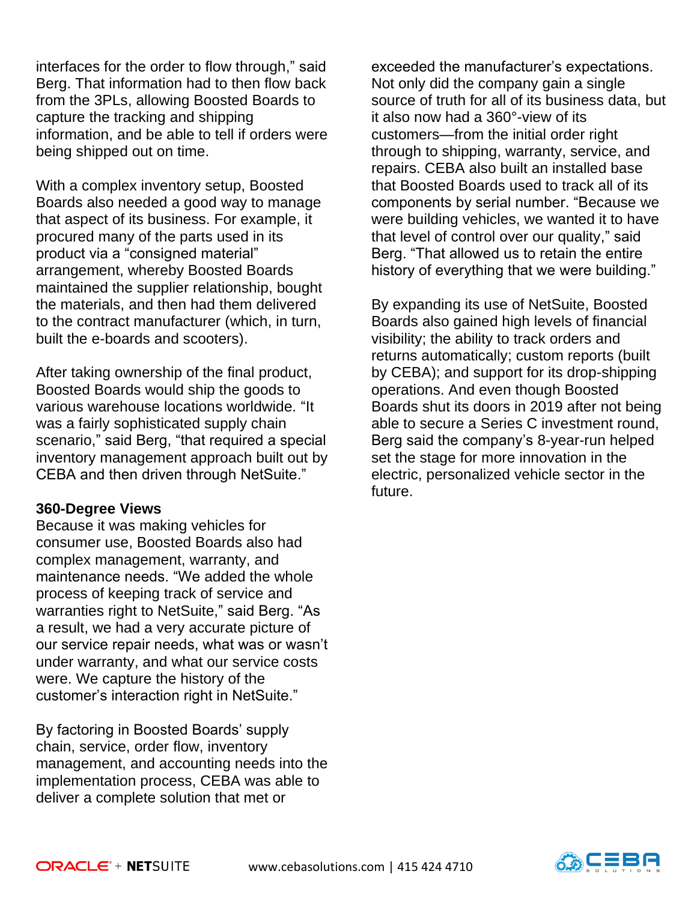interfaces for the order to flow through," said Berg. That information had to then flow back from the 3PLs, allowing Boosted Boards to capture the tracking and shipping information, and be able to tell if orders were being shipped out on time.

With a complex inventory setup, Boosted Boards also needed a good way to manage that aspect of its business. For example, it procured many of the parts used in its product via a "consigned material" arrangement, whereby Boosted Boards maintained the supplier relationship, bought the materials, and then had them delivered to the contract manufacturer (which, in turn, built the e-boards and scooters).

After taking ownership of the final product, Boosted Boards would ship the goods to various warehouse locations worldwide. "It was a fairly sophisticated supply chain scenario," said Berg, "that required a special inventory management approach built out by CEBA and then driven through NetSuite."

**360-Degree Views**

Because it was making vehicles for consumer use, Boosted Boards also had complex management, warranty, and maintenance needs. "We added the whole process of keeping track of service and warranties right to NetSuite," said Berg. "As a result, we had a very accurate picture of our service repair needs, what was or wasn't under warranty, and what our service costs were. We capture the history of the customer's interaction right in NetSuite."

By factoring in Boosted Boards' supply chain, service, order flow, inventory management, and accounting needs into the implementation process, CEBA was able to deliver a complete solution that met or exceeded the manufacturer's expectations. Not only did the company gain a single source of truth for all of its business data, but it also now had a 360°-view of its customers—from the initial order right through to shipping, warranty, service, and repairs. CEBA also built an installed base that Boosted Boards used to track all of its components by serial number. "Because we were building vehicles, we wanted it to have that level of control over our quality," said Berg. "That allowed us to retain the entire history of everything that we were building."

By expanding its use of NetSuite, Boosted Boards also gained high levels of financial visibility; the ability to track orders and returns automatically; custom reports (built by CEBA); and support for its drop-shipping operations. And even though Boosted Boards shut its doors in 2019 after not being able to secure a Series C investment round, Berg said the company's 8-year-run helped set the stage for more innovation in the electric, personalized vehicle sector in the future.